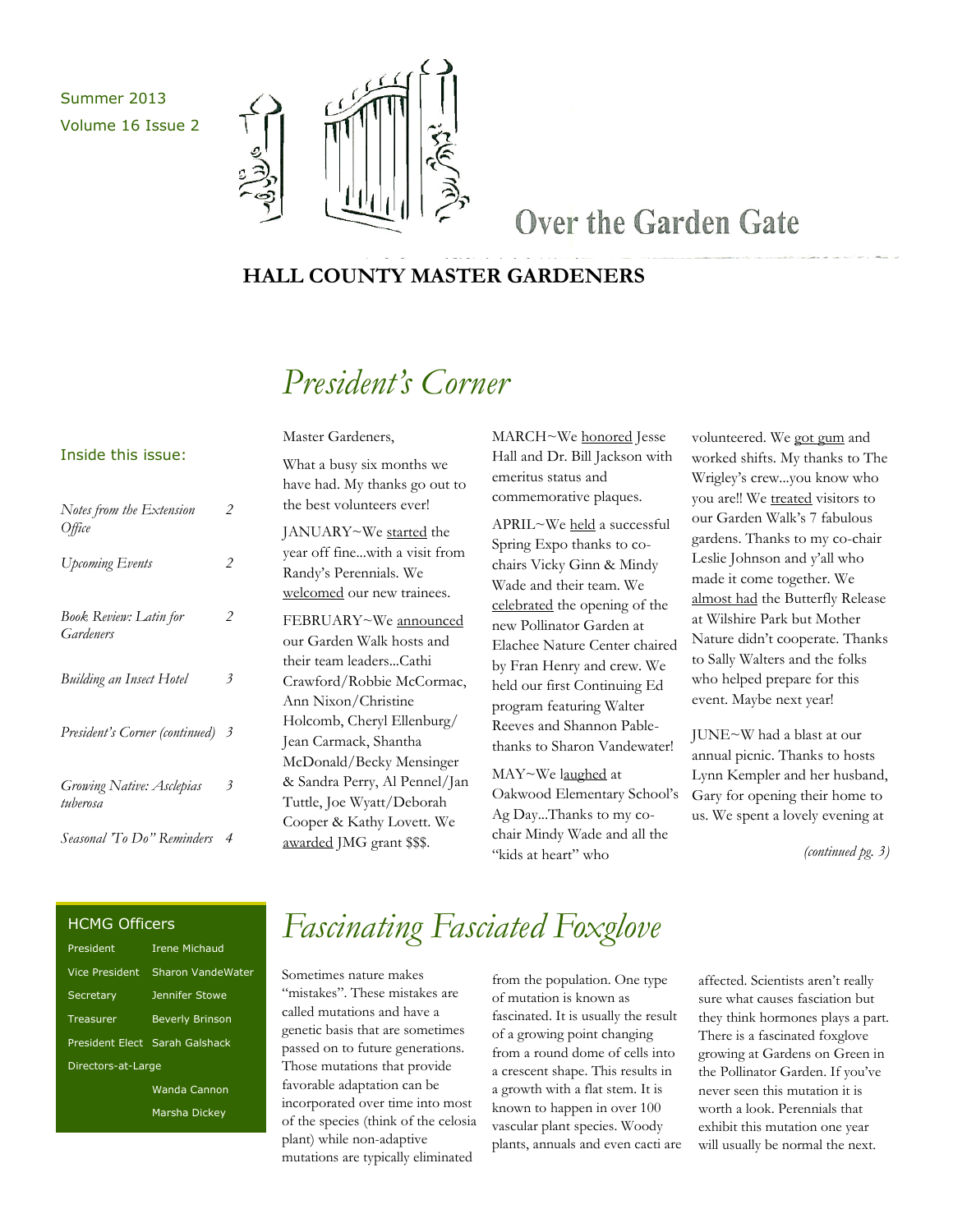Summer 2013
Volume 16 Issue 2

# Over the Garden Gate

## HALL COUNTY MASTER GARDENERS

### Inside this issue:

| | |
|---|---|
| *Notes from the Extension Office* | 2 |
| *Upcoming Events* | 2 |
| *Book Review: Latin for Gardeners* | 2 |
| *Building an Insect Hotel* | 3 |
| *President's Corner (continued)* | 3 |
| *Growing Native: Asclepias tuberosa* | 3 |
| *Seasonal 'To Do" Reminders* | 4 |

### HCMG Officers

| | |
|---|---|
| President | Irene Michaud |
| Vice President | Sharon VandeWater |
| Secretary | Jennifer Stowe |
| Treasurer | Beverly Brinson |
| President Elect | Sarah Galshack |
| Directors-at-Large | |
| | Wanda Cannon |
| | Marsha Dickey |

## *President's Corner*

Master Gardeners,

What a busy six months we have had. My thanks go out to the best volunteers ever!

JANUARY~We started the year off fine...with a visit from Randy's Perennials. We welcomed our new trainees.

FEBRUARY~We announced our Garden Walk hosts and their team leaders...Cathi Crawford/Robbie McCormac, Ann Nixon/Christine Holcomb, Cheryl Ellenburg/ Jean Carmack, Shantha McDonald/Becky Mensinger & Sandra Perry, Al Pennel/Jan Tuttle, Joe Wyatt/Deborah Cooper & Kathy Lovett. We awarded JMG grant $$$.

MARCH~We honored Jesse Hall and Dr. Bill Jackson with emeritus status and commemorative plaques.

APRIL~We held a successful Spring Expo thanks to co-chairs Vicky Ginn & Mindy Wade and their team. We celebrated the opening of the new Pollinator Garden at Elachee Nature Center chaired by Fran Henry and crew. We held our first Continuing Ed program featuring Walter Reeves and Shannon Pable-thanks to Sharon Vandewater!

MAY~We laughed at Oakwood Elementary School's Ag Day...Thanks to my co-chair Mindy Wade and all the "kids at heart" who volunteered. We got gum and worked shifts. My thanks to The Wrigley's crew...you know who you are!! We treated visitors to our Garden Walk's 7 fabulous gardens. Thanks to my co-chair Leslie Johnson and y'all who made it come together. We almost had the Butterfly Release at Wilshire Park but Mother Nature didn't cooperate. Thanks to Sally Walters and the folks who helped prepare for this event. Maybe next year!

JUNE~W had a blast at our annual picnic. Thanks to hosts Lynn Kempler and her husband, Gary for opening their home to us. We spent a lovely evening at

*(continued pg. 3)*

## *Fascinating Fasciated Foxglove*

Sometimes nature makes "mistakes". These mistakes are called mutations and have a genetic basis that are sometimes passed on to future generations. Those mutations that provide favorable adaptation can be incorporated over time into most of the species (think of the celosia plant) while non-adaptive mutations are typically eliminated from the population. One type of mutation is known as fascinated. It is usually the result of a growing point changing from a round dome of cells into a crescent shape. This results in a growth with a flat stem. It is known to happen in over 100 vascular plant species. Woody plants, annuals and even cacti are affected. Scientists aren't really sure what causes fasciation but they think hormones plays a part. There is a fascinated foxglove growing at Gardens on Green in the Pollinator Garden. If you've never seen this mutation it is worth a look. Perennials that exhibit this mutation one year will usually be normal the next.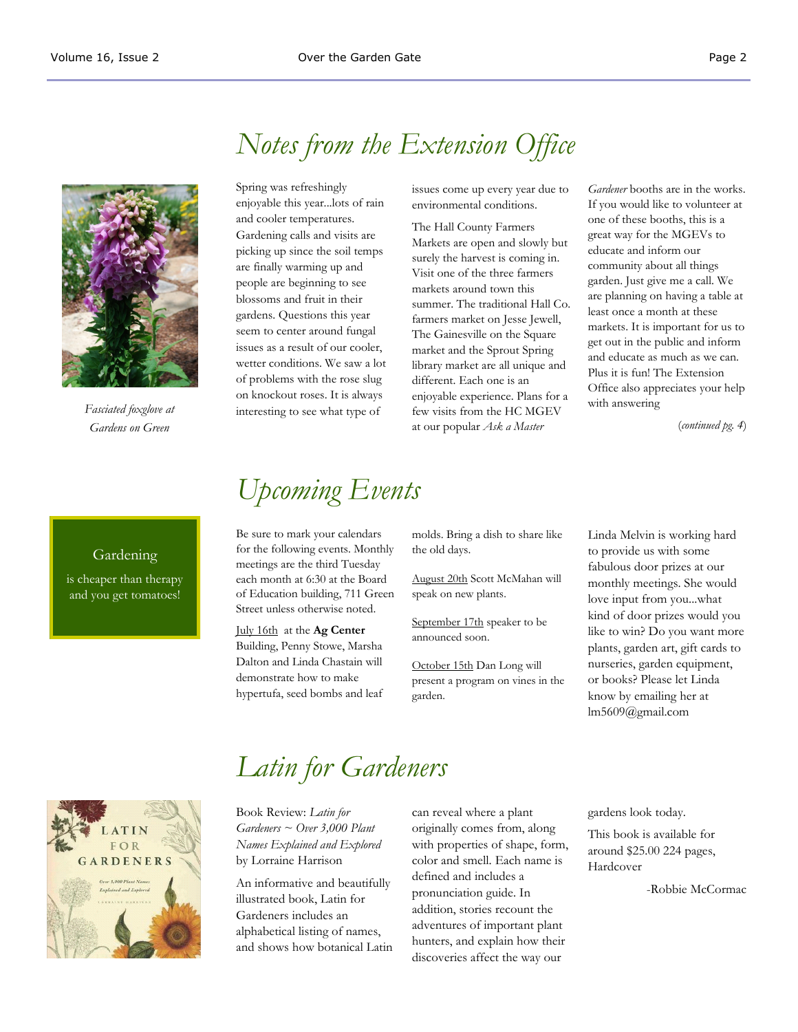## Notes from the Extension Office

*Fasciated foxglove at Gardens on Green*

Spring was refreshingly enjoyable this year...lots of rain and cooler temperatures. Gardening calls and visits are picking up since the soil temps are finally warming up and people are beginning to see blossoms and fruit in their gardens. Questions this year seem to center around fungal issues as a result of our cooler, wetter conditions. We saw a lot of problems with the rose slug on knockout roses. It is always interesting to see what type of issues come up every year due to environmental conditions.

The Hall County Farmers Markets are open and slowly but surely the harvest is coming in. Visit one of the three farmers markets around town this summer. The traditional Hall Co. farmers market on Jesse Jewell, The Gainesville on the Square market and the Sprout Spring library market are all unique and different. Each one is an enjoyable experience. Plans for a few visits from the HC MGEV at our popular *Ask a Master Gardener* booths are in the works. If you would like to volunteer at one of these booths, this is a great way for the MGEVs to educate and inform our community about all things garden. Just give me a call. We are planning on having a table at least once a month at these markets. It is important for us to get out in the public and inform and educate as much as we can. Plus it is fun! The Extension Office also appreciates your help with answering

(*continued pg. 4*)

## Upcoming Events

Gardening is cheaper than therapy and you get tomatoes!

Be sure to mark your calendars for the following events. Monthly meetings are the third Tuesday each month at 6:30 at the Board of Education building, 711 Green Street unless otherwise noted.

July 16th at the **Ag Center** Building, Penny Stowe, Marsha Dalton and Linda Chastain will demonstrate how to make hypertufa, seed bombs and leaf molds. Bring a dish to share like the old days.

August 20th Scott McMahan will speak on new plants.

September 17th speaker to be announced soon.

October 15th Dan Long will present a program on vines in the garden.

Linda Melvin is working hard to provide us with some fabulous door prizes at our monthly meetings. She would love input from you...what kind of door prizes would you like to win? Do you want more plants, garden art, gift cards to nurseries, garden equipment, or books? Please let Linda know by emailing her at lm5609@gmail.com

## Latin for Gardeners

Book Review: *Latin for Gardeners ~ Over 3,000 Plant Names Explained and Explored* by Lorraine Harrison

An informative and beautifully illustrated book, Latin for Gardeners includes an alphabetical listing of names, and shows how botanical Latin can reveal where a plant originally comes from, along with properties of shape, form, color and smell. Each name is defined and includes a pronunciation guide. In addition, stories recount the adventures of important plant hunters, and explain how their discoveries affect the way our gardens look today.

This book is available for around $25.00 224 pages, Hardcover

-Robbie McCormac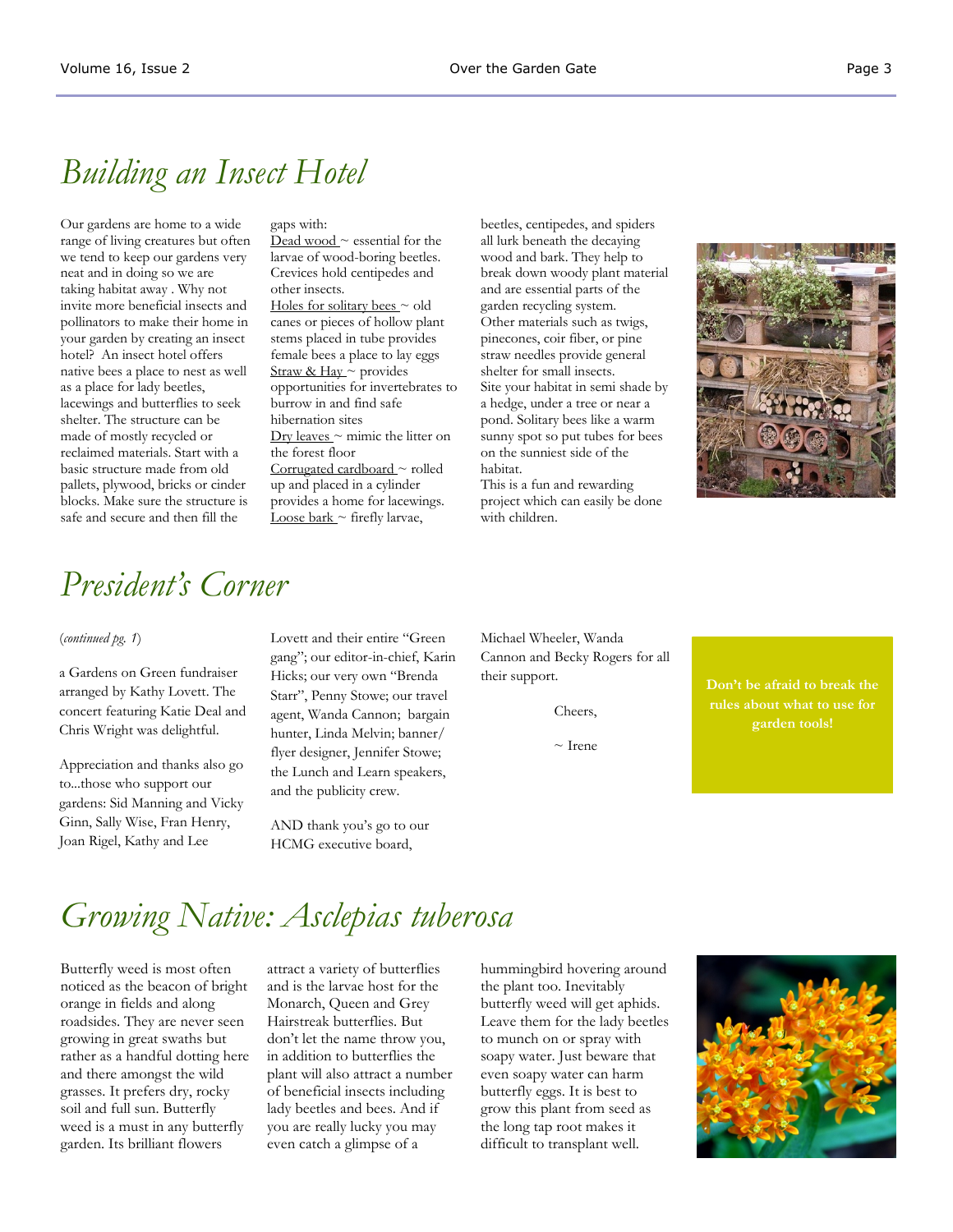# Building an Insect Hotel

Our gardens are home to a wide range of living creatures but often we tend to keep our gardens very neat and in doing so we are taking habitat away . Why not invite more beneficial insects and pollinators to make their home in your garden by creating an insect hotel? An insect hotel offers native bees a place to nest as well as a place for lady beetles, lacewings and butterflies to seek shelter. The structure can be made of mostly recycled or reclaimed materials. Start with a basic structure made from old pallets, plywood, bricks or cinder blocks. Make sure the structure is safe and secure and then fill the gaps with:

Dead wood ~ essential for the larvae of wood-boring beetles. Crevices hold centipedes and other insects.

Holes for solitary bees ~ old canes or pieces of hollow plant stems placed in tube provides female bees a place to lay eggs

Straw & Hay ~ provides opportunities for invertebrates to burrow in and find safe hibernation sites

Dry leaves ~ mimic the litter on the forest floor

Corrugated cardboard ~ rolled up and placed in a cylinder provides a home for lacewings.

Loose bark ~ firefly larvae, beetles, centipedes, and spiders all lurk beneath the decaying wood and bark. They help to break down woody plant material and are essential parts of the garden recycling system.

Other materials such as twigs, pinecones, coir fiber, or pine straw needles provide general shelter for small insects.

Site your habitat in semi shade by a hedge, under a tree or near a pond. Solitary bees like a warm sunny spot so put tubes for bees on the sunniest side of the habitat.

This is a fun and rewarding project which can easily be done with children.

# President's Corner

(*continued pg. 1*)

a Gardens on Green fundraiser arranged by Kathy Lovett. The concert featuring Katie Deal and Chris Wright was delightful.

Appreciation and thanks also go to...those who support our gardens: Sid Manning and Vicky Ginn, Sally Wise, Fran Henry, Joan Rigel, Kathy and Lee Lovett and their entire "Green gang"; our editor-in-chief, Karin Hicks; our very own "Brenda Starr", Penny Stowe; our travel agent, Wanda Cannon; bargain hunter, Linda Melvin; banner/flyer designer, Jennifer Stowe; the Lunch and Learn speakers, and the publicity crew.

AND thank you's go to our HCMG executive board, Michael Wheeler, Wanda Cannon and Becky Rogers for all their support.

Cheers,

~ Irene

**Don't be afraid to break the rules about what to use for garden tools!**

# Growing Native: Asclepias tuberosa

Butterfly weed is most often noticed as the beacon of bright orange in fields and along roadsides. They are never seen growing in great swaths but rather as a handful dotting here and there amongst the wild grasses. It prefers dry, rocky soil and full sun. Butterfly weed is a must in any butterfly garden. Its brilliant flowers attract a variety of butterflies and is the larvae host for the Monarch, Queen and Grey Hairstreak butterflies. But don't let the name throw you, in addition to butterflies the plant will also attract a number of beneficial insects including lady beetles and bees. And if you are really lucky you may even catch a glimpse of a hummingbird hovering around the plant too. Inevitably butterfly weed will get aphids. Leave them for the lady beetles to munch on or spray with soapy water. Just beware that even soapy water can harm butterfly eggs. It is best to grow this plant from seed as the long tap root makes it difficult to transplant well.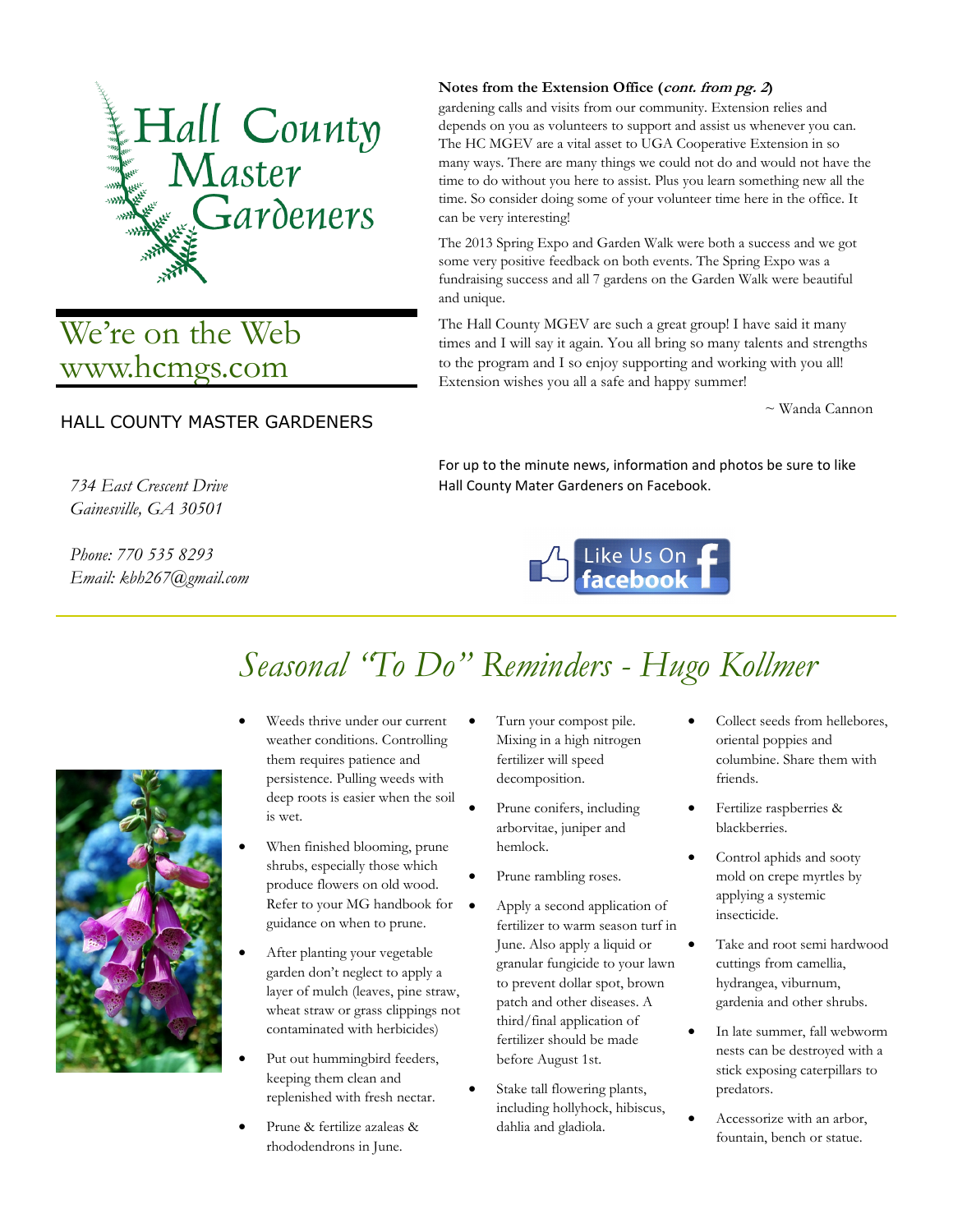Hall County Master Gardeners

## We're on the Web
## www.hcmgs.com

HALL COUNTY MASTER GARDENERS

*734 East Crescent Drive*
*Gainesville, GA 30501*

*Phone: 770 535 8293*
*Email: kbh267@gmail.com*

**Notes from the Extension Office (*cont. from pg. 2*)**

gardening calls and visits from our community. Extension relies and depends on you as volunteers to support and assist us whenever you can. The HC MGEV are a vital asset to UGA Cooperative Extension in so many ways. There are many things we could not do and would not have the time to do without you here to assist. Plus you learn something new all the time. So consider doing some of your volunteer time here in the office. It can be very interesting!

The 2013 Spring Expo and Garden Walk were both a success and we got some very positive feedback on both events. The Spring Expo was a fundraising success and all 7 gardens on the Garden Walk were beautiful and unique.

The Hall County MGEV are such a great group! I have said it many times and I will say it again. You all bring so many talents and strengths to the program and I so enjoy supporting and working with you all! Extension wishes you all a safe and happy summer!

~ Wanda Cannon

For up to the minute news, information and photos be sure to like Hall County Mater Gardeners on Facebook.

Like Us On facebook

# *Seasonal "To Do" Reminders - Hugo Kollmer*

- Weeds thrive under our current weather conditions. Controlling them requires patience and persistence. Pulling weeds with deep roots is easier when the soil is wet.
- When finished blooming, prune shrubs, especially those which produce flowers on old wood. Refer to your MG handbook for guidance on when to prune.
- After planting your vegetable garden don't neglect to apply a layer of mulch (leaves, pine straw, wheat straw or grass clippings not contaminated with herbicides)
- Put out hummingbird feeders, keeping them clean and replenished with fresh nectar.
- Prune & fertilize azaleas & rhododendrons in June.
- Turn your compost pile. Mixing in a high nitrogen fertilizer will speed decomposition.
- Prune conifers, including arborvitae, juniper and hemlock.
- Prune rambling roses.
- Apply a second application of fertilizer to warm season turf in June. Also apply a liquid or granular fungicide to your lawn to prevent dollar spot, brown patch and other diseases. A third/final application of fertilizer should be made before August 1st.
- Stake tall flowering plants, including hollyhock, hibiscus, dahlia and gladiola.
- Collect seeds from hellebores, oriental poppies and columbine. Share them with friends.
- Fertilize raspberries & blackberries.
- Control aphids and sooty mold on crepe myrtles by applying a systemic insecticide.
- Take and root semi hardwood cuttings from camellia, hydrangea, viburnum, gardenia and other shrubs.
- In late summer, fall webworm nests can be destroyed with a stick exposing caterpillars to predators.
- Accessorize with an arbor, fountain, bench or statue.